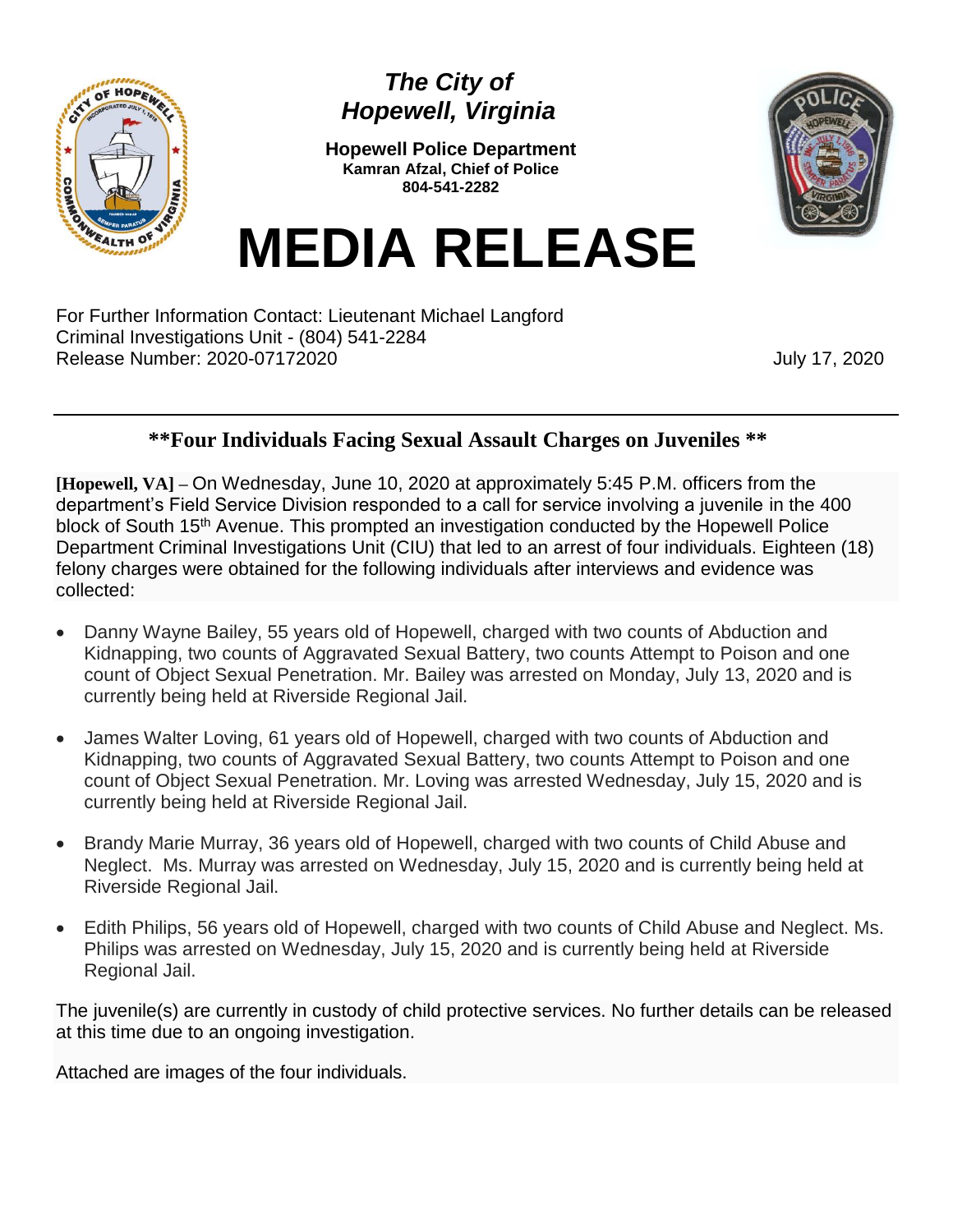*The City of*
*Hopewell, Virginia*

**Hopewell Police Department**
**Kamran Afzal, Chief of Police**
**804-541-2282**

# MEDIA RELEASE

For Further Information Contact: Lieutenant Michael Langford
Criminal Investigations Unit - (804) 541-2284
Release Number: 2020-07172020

July 17, 2020

---

## \*\*Four Individuals Facing Sexual Assault Charges on Juveniles \*\*

**[Hopewell, VA]** – On Wednesday, June 10, 2020 at approximately 5:45 P.M. officers from the department's Field Service Division responded to a call for service involving a juvenile in the 400 block of South 15th Avenue. This prompted an investigation conducted by the Hopewell Police Department Criminal Investigations Unit (CIU) that led to an arrest of four individuals. Eighteen (18) felony charges were obtained for the following individuals after interviews and evidence was collected:

- Danny Wayne Bailey, 55 years old of Hopewell, charged with two counts of Abduction and Kidnapping, two counts of Aggravated Sexual Battery, two counts Attempt to Poison and one count of Object Sexual Penetration. Mr. Bailey was arrested on Monday, July 13, 2020 and is currently being held at Riverside Regional Jail.

- James Walter Loving, 61 years old of Hopewell, charged with two counts of Abduction and Kidnapping, two counts of Aggravated Sexual Battery, two counts Attempt to Poison and one count of Object Sexual Penetration. Mr. Loving was arrested Wednesday, July 15, 2020 and is currently being held at Riverside Regional Jail.

- Brandy Marie Murray, 36 years old of Hopewell, charged with two counts of Child Abuse and Neglect. Ms. Murray was arrested on Wednesday, July 15, 2020 and is currently being held at Riverside Regional Jail.

- Edith Philips, 56 years old of Hopewell, charged with two counts of Child Abuse and Neglect. Ms. Philips was arrested on Wednesday, July 15, 2020 and is currently being held at Riverside Regional Jail.

The juvenile(s) are currently in custody of child protective services. No further details can be released at this time due to an ongoing investigation.

Attached are images of the four individuals.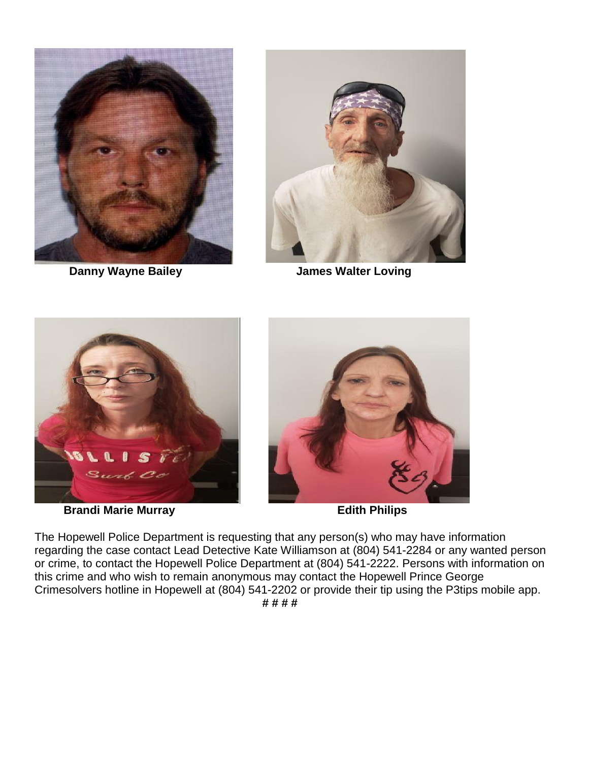**Danny Wayne Bailey**

**James Walter Loving**

**Brandi Marie Murray**

**Edith Philips**

The Hopewell Police Department is requesting that any person(s) who may have information regarding the case contact Lead Detective Kate Williamson at (804) 541-2284 or any wanted person or crime, to contact the Hopewell Police Department at (804) 541-2222. Persons with information on this crime and who wish to remain anonymous may contact the Hopewell Prince George Crimesolvers hotline in Hopewell at (804) 541-2202 or provide their tip using the P3tips mobile app.

# # # #